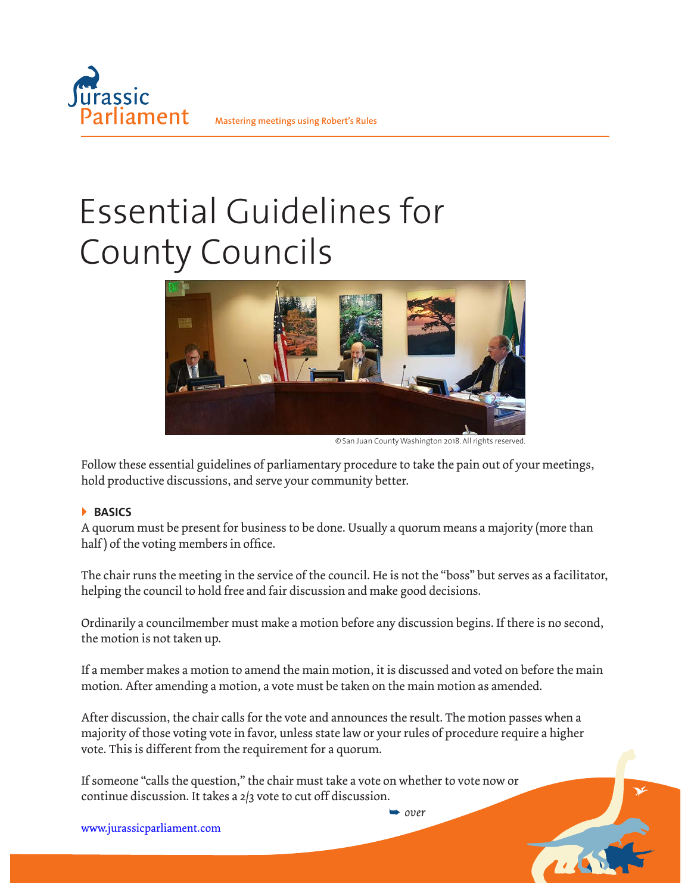Jurassic Parliament

Mastering meetings using Robert's Rules

# Essential Guidelines for County Councils

© San Juan County Washington 2018. All rights reserved.

Follow these essential guidelines of parliamentary procedure to take the pain out of your meetings, hold productive discussions, and serve your community better.

## BASICS

A quorum must be present for business to be done. Usually a quorum means a majority (more than half) of the voting members in office.

The chair runs the meeting in the service of the council. He is not the "boss" but serves as a facilitator, helping the council to hold free and fair discussion and make good decisions.

Ordinarily a councilmember must make a motion before any discussion begins. If there is no second, the motion is not taken up.

If a member makes a motion to amend the main motion, it is discussed and voted on before the main motion. After amending a motion, a vote must be taken on the main motion as amended.

After discussion, the chair calls for the vote and announces the result. The motion passes when a majority of those voting vote in favor, unless state law or your rules of procedure require a higher vote. This is different from the requirement for a quorum.

If someone "calls the question," the chair must take a vote on whether to vote now or continue discussion. It takes a 2/3 vote to cut off discussion.

➥ *over*

www.jurassicparliament.com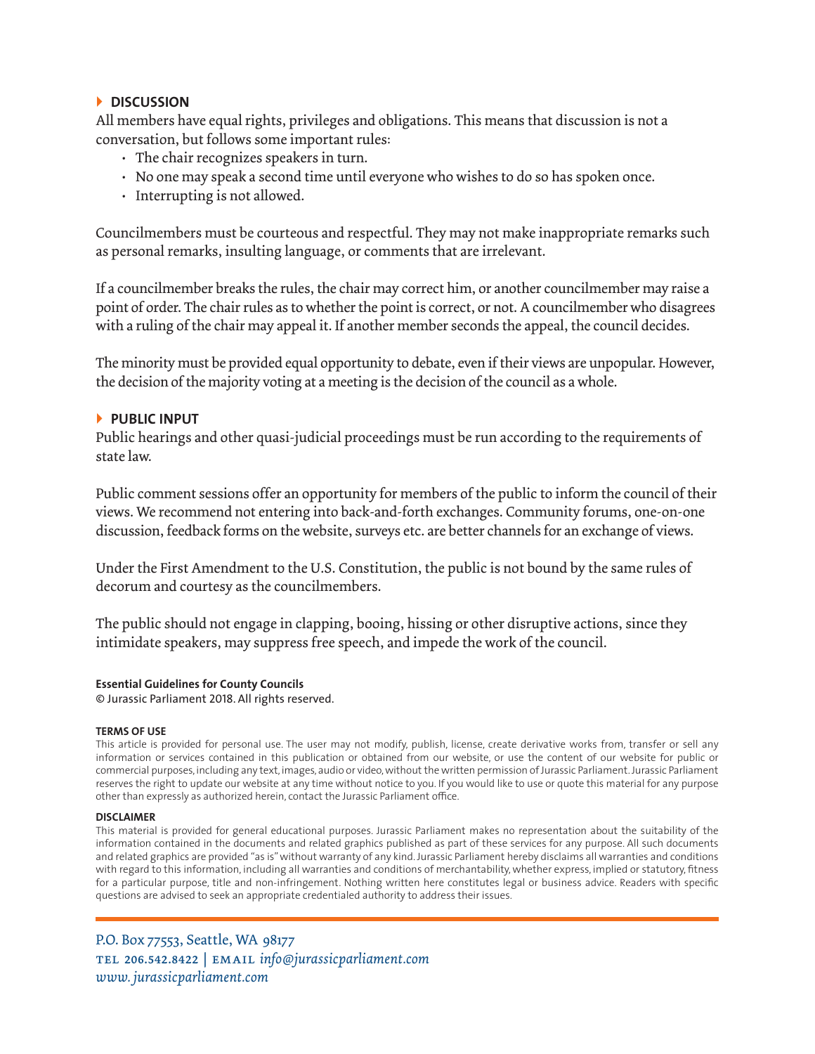## DISCUSSION

All members have equal rights, privileges and obligations. This means that discussion is not a conversation, but follows some important rules:

- The chair recognizes speakers in turn.
- No one may speak a second time until everyone who wishes to do so has spoken once.
- Interrupting is not allowed.

Councilmembers must be courteous and respectful. They may not make inappropriate remarks such as personal remarks, insulting language, or comments that are irrelevant.

If a councilmember breaks the rules, the chair may correct him, or another councilmember may raise a point of order. The chair rules as to whether the point is correct, or not. A councilmember who disagrees with a ruling of the chair may appeal it. If another member seconds the appeal, the council decides.

The minority must be provided equal opportunity to debate, even if their views are unpopular. However, the decision of the majority voting at a meeting is the decision of the council as a whole.

## PUBLIC INPUT

Public hearings and other quasi-judicial proceedings must be run according to the requirements of state law.

Public comment sessions offer an opportunity for members of the public to inform the council of their views. We recommend not entering into back-and-forth exchanges. Community forums, one-on-one discussion, feedback forms on the website, surveys etc. are better channels for an exchange of views.

Under the First Amendment to the U.S. Constitution, the public is not bound by the same rules of decorum and courtesy as the councilmembers.

The public should not engage in clapping, booing, hissing or other disruptive actions, since they intimidate speakers, may suppress free speech, and impede the work of the council.

**Essential Guidelines for County Councils**
© Jurassic Parliament 2018. All rights reserved.

**TERMS OF USE**

This article is provided for personal use. The user may not modify, publish, license, create derivative works from, transfer or sell any information or services contained in this publication or obtained from our website, or use the content of our website for public or commercial purposes, including any text, images, audio or video, without the written permission of Jurassic Parliament. Jurassic Parliament reserves the right to update our website at any time without notice to you. If you would like to use or quote this material for any purpose other than expressly as authorized herein, contact the Jurassic Parliament office.

**DISCLAIMER**

This material is provided for general educational purposes. Jurassic Parliament makes no representation about the suitability of the information contained in the documents and related graphics published as part of these services for any purpose. All such documents and related graphics are provided "as is" without warranty of any kind. Jurassic Parliament hereby disclaims all warranties and conditions with regard to this information, including all warranties and conditions of merchantability, whether express, implied or statutory, fitness for a particular purpose, title and non-infringement. Nothing written here constitutes legal or business advice. Readers with specific questions are advised to seek an appropriate credentialed authority to address their issues.

P.O. Box 77553, Seattle, WA 98177
TEL 206.542.8422 | EMAIL *info@jurassicparliament.com*
*www.jurassicparliament.com*